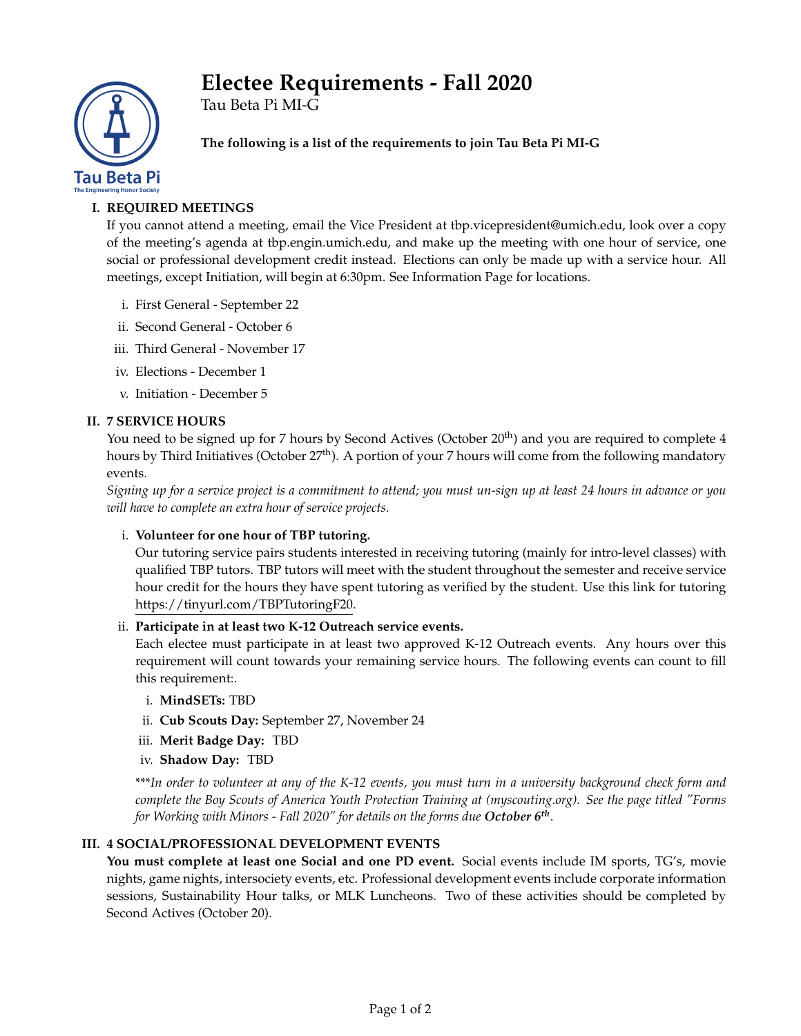# Electee Requirements - Fall 2020

Tau Beta Pi MI-G

**The following is a list of the requirements to join Tau Beta Pi MI-G**

## I. REQUIRED MEETINGS

If you cannot attend a meeting, email the Vice President at tbp.vicepresident@umich.edu, look over a copy of the meeting's agenda at tbp.engin.umich.edu, and make up the meeting with one hour of service, one social or professional development credit instead. Elections can only be made up with a service hour. All meetings, except Initiation, will begin at 6:30pm. See Information Page for locations.

i. First General - September 22
ii. Second General - October 6
iii. Third General - November 17
iv. Elections - December 1
v. Initiation - December 5

## II. 7 SERVICE HOURS

You need to be signed up for 7 hours by Second Actives (October 20th) and you are required to complete 4 hours by Third Initiatives (October 27th). A portion of your 7 hours will come from the following mandatory events.

*Signing up for a service project is a commitment to attend; you must un-sign up at least 24 hours in advance or you will have to complete an extra hour of service projects.*

i. **Volunteer for one hour of TBP tutoring.**
Our tutoring service pairs students interested in receiving tutoring (mainly for intro-level classes) with qualified TBP tutors. TBP tutors will meet with the student throughout the semester and receive service hour credit for the hours they have spent tutoring as verified by the student. Use this link for tutoring https://tinyurl.com/TBPTutoringF20.

ii. **Participate in at least two K-12 Outreach service events.**
Each electee must participate in at least two approved K-12 Outreach events. Any hours over this requirement will count towards your remaining service hours. The following events can count to fill this requirement:.

   i. **MindSETs:** TBD
   ii. **Cub Scouts Day:** September 27, November 24
   iii. **Merit Badge Day:** TBD
   iv. **Shadow Day:** TBD

*\*\*\*In order to volunteer at any of the K-12 events, you must turn in a university background check form and complete the Boy Scouts of America Youth Protection Training at (myscouting.org). See the page titled "Forms for Working with Minors - Fall 2020" for details on the forms due **October 6th**.*

## III. 4 SOCIAL/PROFESSIONAL DEVELOPMENT EVENTS

**You must complete at least one Social and one PD event.** Social events include IM sports, TG's, movie nights, game nights, intersociety events, etc. Professional development events include corporate information sessions, Sustainability Hour talks, or MLK Luncheons. Two of these activities should be completed by Second Actives (October 20).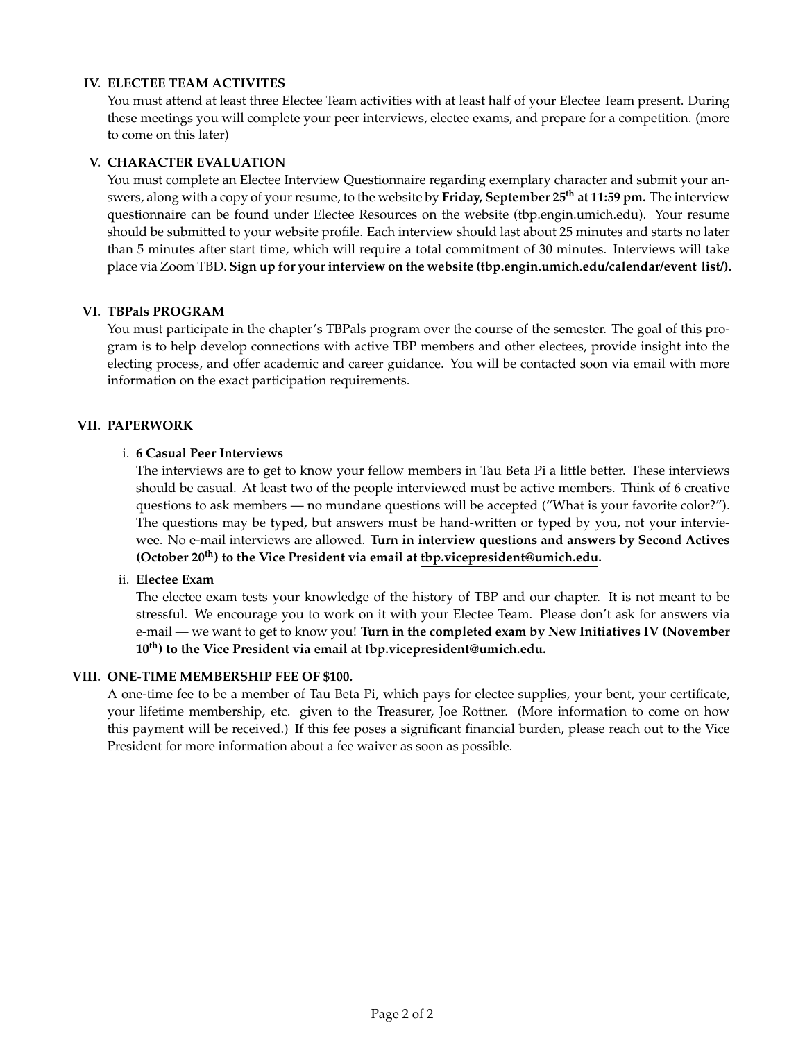## IV. ELECTEE TEAM ACTIVITES

You must attend at least three Electee Team activities with at least half of your Electee Team present. During these meetings you will complete your peer interviews, electee exams, and prepare for a competition. (more to come on this later)

## V. CHARACTER EVALUATION

You must complete an Electee Interview Questionnaire regarding exemplary character and submit your answers, along with a copy of your resume, to the website by **Friday, September 25th at 11:59 pm.** The interview questionnaire can be found under Electee Resources on the website (tbp.engin.umich.edu). Your resume should be submitted to your website profile. Each interview should last about 25 minutes and starts no later than 5 minutes after start time, which will require a total commitment of 30 minutes. Interviews will take place via Zoom TBD. **Sign up for your interview on the website (tbp.engin.umich.edu/calendar/event_list/).**

## VI. TBPals PROGRAM

You must participate in the chapter's TBPals program over the course of the semester. The goal of this program is to help develop connections with active TBP members and other electees, provide insight into the electing process, and offer academic and career guidance. You will be contacted soon via email with more information on the exact participation requirements.

## VII. PAPERWORK

i. **6 Casual Peer Interviews**

The interviews are to get to know your fellow members in Tau Beta Pi a little better. These interviews should be casual. At least two of the people interviewed must be active members. Think of 6 creative questions to ask members — no mundane questions will be accepted ("What is your favorite color?"). The questions may be typed, but answers must be hand-written or typed by you, not your interviewee. No e-mail interviews are allowed. **Turn in interview questions and answers by Second Actives (October 20th) to the Vice President via email at tbp.vicepresident@umich.edu.**

ii. **Electee Exam**

The electee exam tests your knowledge of the history of TBP and our chapter. It is not meant to be stressful. We encourage you to work on it with your Electee Team. Please don't ask for answers via e-mail — we want to get to know you! **Turn in the completed exam by New Initiatives IV (November 10th) to the Vice President via email at tbp.vicepresident@umich.edu.**

## VIII. ONE-TIME MEMBERSHIP FEE OF $100.

A one-time fee to be a member of Tau Beta Pi, which pays for electee supplies, your bent, your certificate, your lifetime membership, etc. given to the Treasurer, Joe Rottner. (More information to come on how this payment will be received.) If this fee poses a significant financial burden, please reach out to the Vice President for more information about a fee waiver as soon as possible.